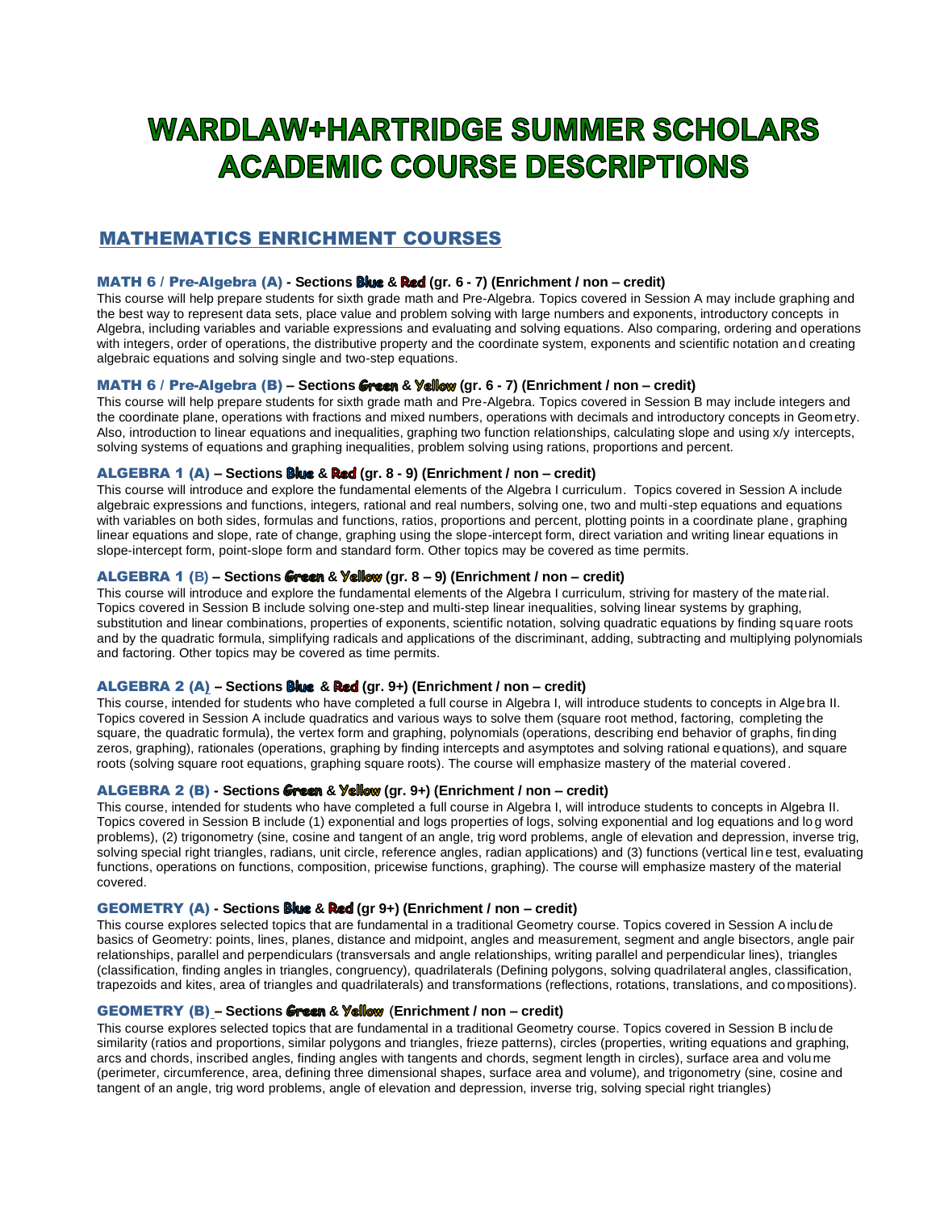# WARDLAW+HARTRIDGE SUMMER SCHOLARS ACADEMIC COURSE DESCRIPTIONS

## MATHEMATICS ENRICHMENT COURSES

**MATH 6 / Pre-Algebra (A) - Sections Blue & Red (gr. 6 - 7) (Enrichment / non – credit)**

This course will help prepare students for sixth grade math and Pre-Algebra. Topics covered in Session A may include graphing and the best way to represent data sets, place value and problem solving with large numbers and exponents, introductory concepts in Algebra, including variables and variable expressions and evaluating and solving equations. Also comparing, ordering and operations with integers, order of operations, the distributive property and the coordinate system, exponents and scientific notation and creating algebraic equations and solving single and two-step equations.

**MATH 6 / Pre-Algebra (B) – Sections Green & Yellow (gr. 6 - 7) (Enrichment / non – credit)**

This course will help prepare students for sixth grade math and Pre-Algebra. Topics covered in Session B may include integers and the coordinate plane, operations with fractions and mixed numbers, operations with decimals and introductory concepts in Geometry. Also, introduction to linear equations and inequalities, graphing two function relationships, calculating slope and using x/y intercepts, solving systems of equations and graphing inequalities, problem solving using rations, proportions and percent.

**ALGEBRA 1 (A) – Sections Blue & Red (gr. 8 - 9) (Enrichment / non – credit)**

This course will introduce and explore the fundamental elements of the Algebra I curriculum. Topics covered in Session A include algebraic expressions and functions, integers, rational and real numbers, solving one, two and multi-step equations and equations with variables on both sides, formulas and functions, ratios, proportions and percent, plotting points in a coordinate plane, graphing linear equations and slope, rate of change, graphing using the slope-intercept form, direct variation and writing linear equations in slope-intercept form, point-slope form and standard form. Other topics may be covered as time permits.

**ALGEBRA 1 (B) – Sections Green & Yellow (gr. 8 – 9) (Enrichment / non – credit)**

This course will introduce and explore the fundamental elements of the Algebra I curriculum, striving for mastery of the material. Topics covered in Session B include solving one-step and multi-step linear inequalities, solving linear systems by graphing, substitution and linear combinations, properties of exponents, scientific notation, solving quadratic equations by finding square roots and by the quadratic formula, simplifying radicals and applications of the discriminant, adding, subtracting and multiplying polynomials and factoring. Other topics may be covered as time permits.

**ALGEBRA 2 (A) – Sections Blue & Red (gr. 9+) (Enrichment / non – credit)**

This course, intended for students who have completed a full course in Algebra I, will introduce students to concepts in Algebra II. Topics covered in Session A include quadratics and various ways to solve them (square root method, factoring, completing the square, the quadratic formula), the vertex form and graphing, polynomials (operations, describing end behavior of graphs, finding zeros, graphing), rationales (operations, graphing by finding intercepts and asymptotes and solving rational equations), and square roots (solving square root equations, graphing square roots). The course will emphasize mastery of the material covered.

**ALGEBRA 2 (B) - Sections Green & Yellow (gr. 9+) (Enrichment / non – credit)**

This course, intended for students who have completed a full course in Algebra I, will introduce students to concepts in Algebra II. Topics covered in Session B include (1) exponential and logs properties of logs, solving exponential and log equations and log word problems), (2) trigonometry (sine, cosine and tangent of an angle, trig word problems, angle of elevation and depression, inverse trig, solving special right triangles, radians, unit circle, reference angles, radian applications) and (3) functions (vertical line test, evaluating functions, operations on functions, composition, pricewise functions, graphing). The course will emphasize mastery of the material covered.

**GEOMETRY (A) - Sections Blue & Red (gr 9+) (Enrichment / non – credit)**

This course explores selected topics that are fundamental in a traditional Geometry course. Topics covered in Session A include basics of Geometry: points, lines, planes, distance and midpoint, angles and measurement, segment and angle bisectors, angle pair relationships, parallel and perpendiculars (transversals and angle relationships, writing parallel and perpendicular lines), triangles (classification, finding angles in triangles, congruency), quadrilaterals (Defining polygons, solving quadrilateral angles, classification, trapezoids and kites, area of triangles and quadrilaterals) and transformations (reflections, rotations, translations, and compositions).

**GEOMETRY (B) – Sections Green & Yellow (Enrichment / non – credit)**

This course explores selected topics that are fundamental in a traditional Geometry course. Topics covered in Session B include similarity (ratios and proportions, similar polygons and triangles, frieze patterns), circles (properties, writing equations and graphing, arcs and chords, inscribed angles, finding angles with tangents and chords, segment length in circles), surface area and volume (perimeter, circumference, area, defining three dimensional shapes, surface area and volume), and trigonometry (sine, cosine and tangent of an angle, trig word problems, angle of elevation and depression, inverse trig, solving special right triangles)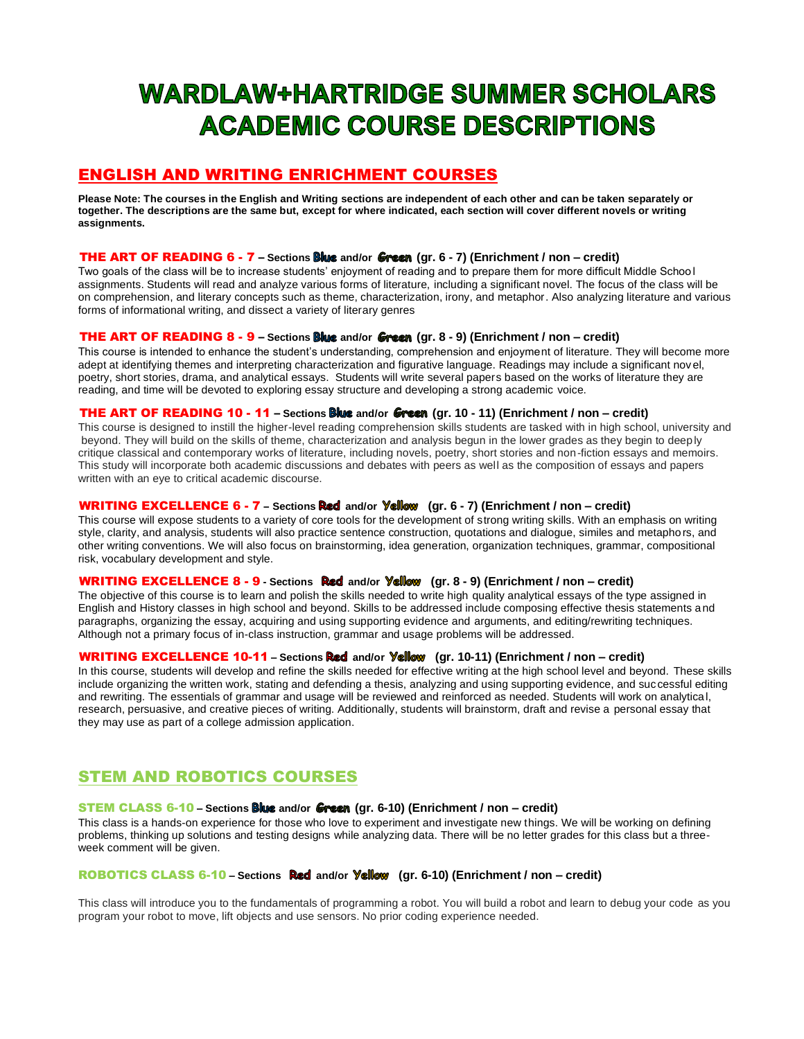# WARDLAW+HARTRIDGE SUMMER SCHOLARS ACADEMIC COURSE DESCRIPTIONS

## ENGLISH AND WRITING ENRICHMENT COURSES

**Please Note: The courses in the English and Writing sections are independent of each other and can be taken separately or together. The descriptions are the same but, except for where indicated, each section will cover different novels or writing assignments.**

### THE ART OF READING 6 - 7 – Sections Blue and/or Green (gr. 6 - 7) (Enrichment / non – credit)

Two goals of the class will be to increase students' enjoyment of reading and to prepare them for more difficult Middle School assignments. Students will read and analyze various forms of literature, including a significant novel. The focus of the class will be on comprehension, and literary concepts such as theme, characterization, irony, and metaphor. Also analyzing literature and various forms of informational writing, and dissect a variety of literary genres

### THE ART OF READING 8 - 9 – Sections Blue and/or Green (gr. 8 - 9) (Enrichment / non – credit)

This course is intended to enhance the student's understanding, comprehension and enjoyment of literature. They will become more adept at identifying themes and interpreting characterization and figurative language. Readings may include a significant novel, poetry, short stories, drama, and analytical essays. Students will write several papers based on the works of literature they are reading, and time will be devoted to exploring essay structure and developing a strong academic voice.

### THE ART OF READING 10 - 11 – Sections Blue and/or Green (gr. 10 - 11) (Enrichment / non – credit)

This course is designed to instill the higher-level reading comprehension skills students are tasked with in high school, university and beyond. They will build on the skills of theme, characterization and analysis begun in the lower grades as they begin to deeply critique classical and contemporary works of literature, including novels, poetry, short stories and non-fiction essays and memoirs. This study will incorporate both academic discussions and debates with peers as well as the composition of essays and papers written with an eye to critical academic discourse.

### WRITING EXCELLENCE 6 - 7 – Sections Red and/or Yellow (gr. 6 - 7) (Enrichment / non – credit)

This course will expose students to a variety of core tools for the development of strong writing skills. With an emphasis on writing style, clarity, and analysis, students will also practice sentence construction, quotations and dialogue, similes and metaphors, and other writing conventions. We will also focus on brainstorming, idea generation, organization techniques, grammar, compositional risk, vocabulary development and style.

### WRITING EXCELLENCE 8 - 9 - Sections Red and/or Yellow (gr. 8 - 9) (Enrichment / non – credit)

The objective of this course is to learn and polish the skills needed to write high quality analytical essays of the type assigned in English and History classes in high school and beyond. Skills to be addressed include composing effective thesis statements and paragraphs, organizing the essay, acquiring and using supporting evidence and arguments, and editing/rewriting techniques. Although not a primary focus of in-class instruction, grammar and usage problems will be addressed.

### WRITING EXCELLENCE 10-11 – Sections Red and/or Yellow (gr. 10-11) (Enrichment / non – credit)

In this course, students will develop and refine the skills needed for effective writing at the high school level and beyond. These skills include organizing the written work, stating and defending a thesis, analyzing and using supporting evidence, and successful editing and rewriting. The essentials of grammar and usage will be reviewed and reinforced as needed. Students will work on analytical, research, persuasive, and creative pieces of writing. Additionally, students will brainstorm, draft and revise a personal essay that they may use as part of a college admission application.

## STEM AND ROBOTICS COURSES

### STEM CLASS 6-10 – Sections Blue and/or Green (gr. 6-10) (Enrichment / non – credit)

This class is a hands-on experience for those who love to experiment and investigate new things. We will be working on defining problems, thinking up solutions and testing designs while analyzing data. There will be no letter grades for this class but a three-week comment will be given.

### ROBOTICS CLASS 6-10 – Sections Red and/or Yellow (gr. 6-10) (Enrichment / non – credit)

This class will introduce you to the fundamentals of programming a robot. You will build a robot and learn to debug your code as you program your robot to move, lift objects and use sensors. No prior coding experience needed.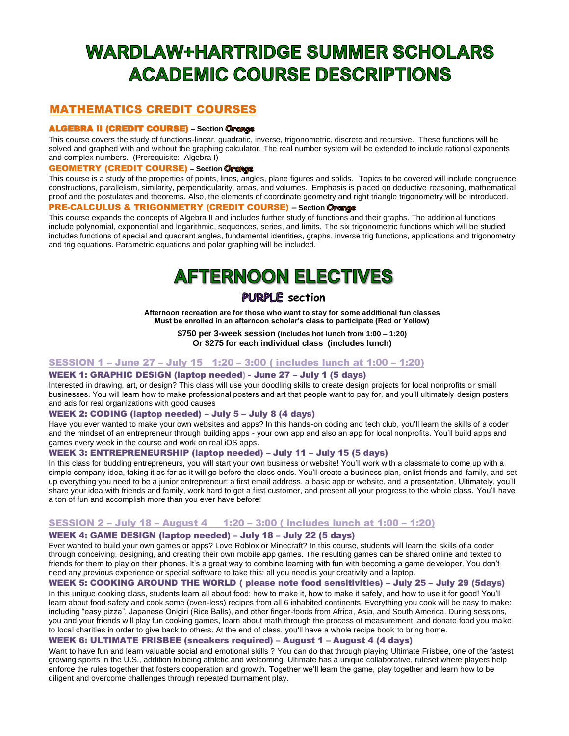# WARDLAW+HARTRIDGE SUMMER SCHOLARS ACADEMIC COURSE DESCRIPTIONS

## MATHEMATICS CREDIT COURSES

### ALGEBRA II (CREDIT COURSE) – Section Orange

This course covers the study of functions-linear, quadratic, inverse, trigonometric, discrete and recursive. These functions will be solved and graphed with and without the graphing calculator. The real number system will be extended to include rational exponents and complex numbers. (Prerequisite: Algebra I)

### GEOMETRY (CREDIT COURSE) – Section Orange

This course is a study of the properties of points, lines, angles, plane figures and solids. Topics to be covered will include congruence, constructions, parallelism, similarity, perpendicularity, areas, and volumes. Emphasis is placed on deductive reasoning, mathematical proof and the postulates and theorems. Also, the elements of coordinate geometry and right triangle trigonometry will be introduced.

### PRE-CALCULUS & TRIGONMETRY (CREDIT COURSE) – Section Orange

This course expands the concepts of Algebra II and includes further study of functions and their graphs. The additional functions include polynomial, exponential and logarithmic, sequences, series, and limits. The six trigonometric functions which will be studied includes functions of special and quadrant angles, fundamental identities, graphs, inverse trig functions, applications and trigonometry and trig equations. Parametric equations and polar graphing will be included.

# AFTERNOON ELECTIVES

## PURPLE section

**Afternoon recreation are for those who want to stay for some additional fun classes**
**Must be enrolled in an afternoon scholar's class to participate (Red or Yellow)**

**$750 per 3-week session (includes hot lunch from 1:00 – 1:20)**
**Or $275 for each individual class (includes lunch)**

## SESSION 1 – June 27 – July 15 1:20 – 3:00 ( includes lunch at 1:00 – 1:20)

### WEEK 1: GRAPHIC DESIGN (laptop needed) - June 27 – July 1 (5 days)

Interested in drawing, art, or design? This class will use your doodling skills to create design projects for local nonprofits or small businesses. You will learn how to make professional posters and art that people want to pay for, and you'll ultimately design posters and ads for real organizations with good causes

### WEEK 2: CODING (laptop needed) – July 5 – July 8 (4 days)

Have you ever wanted to make your own websites and apps? In this hands-on coding and tech club, you'll learn the skills of a coder and the mindset of an entrepreneur through building apps - your own app and also an app for local nonprofits. You'll build apps and games every week in the course and work on real iOS apps.

### WEEK 3: ENTREPRENEURSHIP (laptop needed) – July 11 – July 15 (5 days)

In this class for budding entrepreneurs, you will start your own business or website! You'll work with a classmate to come up with a simple company idea, taking it as far as it will go before the class ends. You'll create a business plan, enlist friends and family, and set up everything you need to be a junior entrepreneur: a first email address, a basic app or website, and a presentation. Ultimately, you'll share your idea with friends and family, work hard to get a first customer, and present all your progress to the whole class. You'll have a ton of fun and accomplish more than you ever have before!

## SESSION 2 – July 18 – August 4 1:20 – 3:00 ( includes lunch at 1:00 – 1:20)

### WEEK 4: GAME DESIGN (laptop needed) – July 18 – July 22 (5 days)

Ever wanted to build your own games or apps? Love Roblox or Minecraft? In this course, students will learn the skills of a coder through conceiving, designing, and creating their own mobile app games. The resulting games can be shared online and texted to friends for them to play on their phones. It's a great way to combine learning with fun with becoming a game developer. You don't need any previous experience or special software to take this: all you need is your creativity and a laptop.

### WEEK 5: COOKING AROUND THE WORLD ( please note food sensitivities) – July 25 – July 29 (5days)

In this unique cooking class, students learn all about food: how to make it, how to make it safely, and how to use it for good! You'll learn about food safety and cook some (oven-less) recipes from all 6 inhabited continents. Everything you cook will be easy to make: including "easy pizza", Japanese Onigiri (Rice Balls), and other finger-foods from Africa, Asia, and South America. During sessions, you and your friends will play fun cooking games, learn about math through the process of measurement, and donate food you make to local charities in order to give back to others. At the end of class, you'll have a whole recipe book to bring home.

### WEEK 6: ULTIMATE FRISBEE (sneakers required) – August 1 – August 4 (4 days)

Want to have fun and learn valuable social and emotional skills ? You can do that through playing Ultimate Frisbee, one of the fastest growing sports in the U.S., addition to being athletic and welcoming. Ultimate has a unique collaborative, ruleset where players help enforce the rules together that fosters cooperation and growth. Together we'll learn the game, play together and learn how to be diligent and overcome challenges through repeated tournament play.